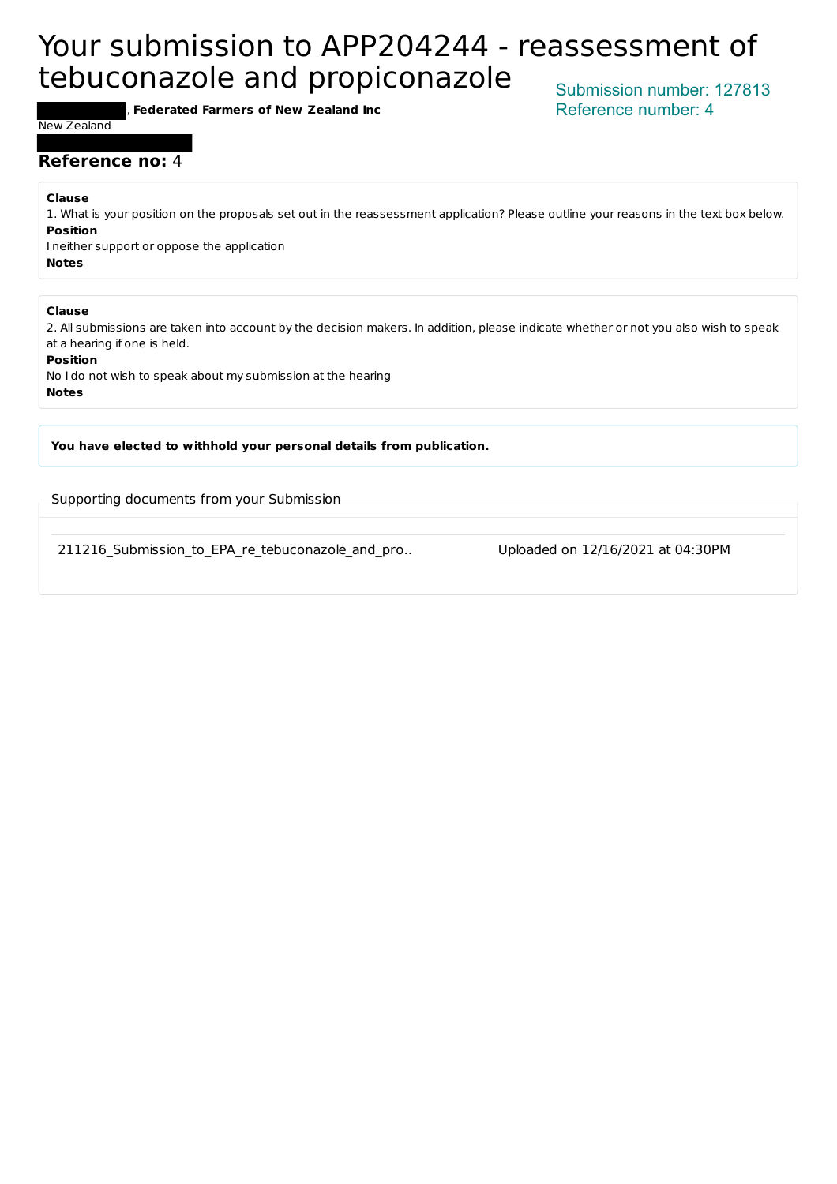# Your submission to APP204244 - reassessment of tebuconazole and propiconazole

Submission number: 127813
Reference number: 4

, **Federated Farmers of New Zealand Inc**

New Zealand

**Reference no:** 4

**Clause**

1. What is your position on the proposals set out in the reassessment application? Please outline your reasons in the text box below.

**Position**

I neither support or oppose the application

**Notes**

**Clause**

2. All submissions are taken into account by the decision makers. In addition, please indicate whether or not you also wish to speak at a hearing if one is held.

**Position**

No I do not wish to speak about my submission at the hearing

**Notes**

**You have elected to withhold your personal details from publication.**

Supporting documents from your Submission

| | |
|---|---|
| 211216_Submission_to_EPA_re_tebuconazole_and_pro.. | Uploaded on 12/16/2021 at 04:30PM |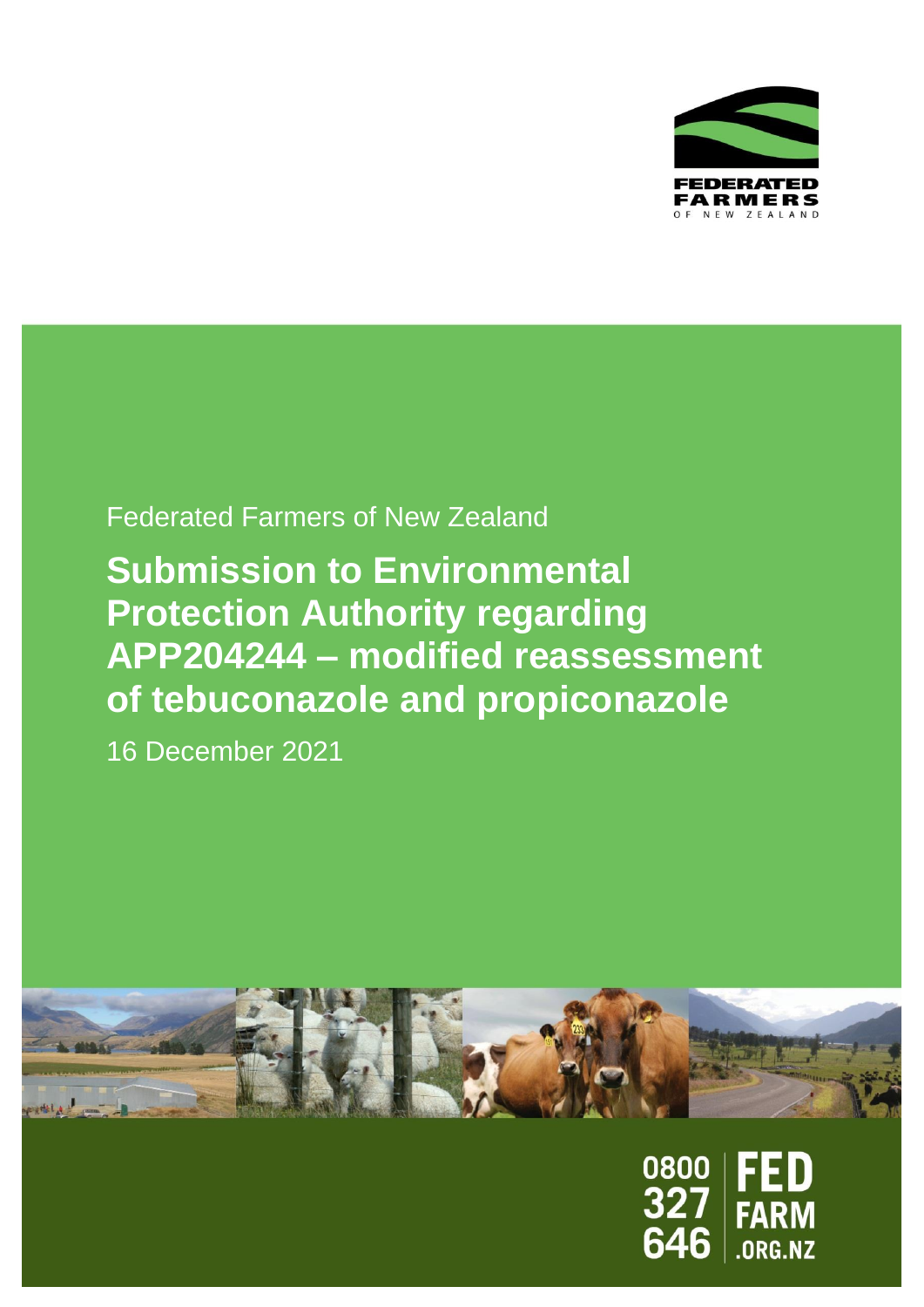Federated Farmers of New Zealand

# Submission to Environmental Protection Authority regarding APP204244 – modified reassessment of tebuconazole and propiconazole

16 December 2021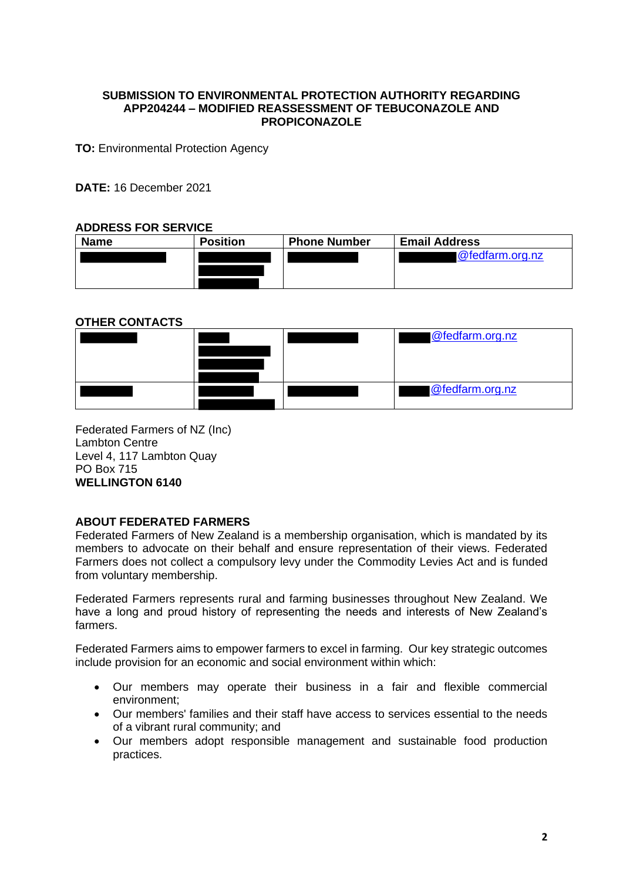**SUBMISSION TO ENVIRONMENTAL PROTECTION AUTHORITY REGARDING APP204244 – MODIFIED REASSESSMENT OF TEBUCONAZOLE AND PROPICONAZOLE**

**TO:** Environmental Protection Agency

**DATE:** 16 December 2021

**ADDRESS FOR SERVICE**

| Name | Position | Phone Number | Email Address |
|---|---|---|---|
| [redacted] | [redacted] | [redacted] | [redacted]@fedfarm.org.nz |

**OTHER CONTACTS**

| | | | |
|---|---|---|---|
| [redacted] | [redacted] | [redacted] | [redacted]@fedfarm.org.nz |
| [redacted] | [redacted] | [redacted] | [redacted]@fedfarm.org.nz |

Federated Farmers of NZ (Inc)
Lambton Centre
Level 4, 117 Lambton Quay
PO Box 715
**WELLINGTON 6140**

**ABOUT FEDERATED FARMERS**

Federated Farmers of New Zealand is a membership organisation, which is mandated by its members to advocate on their behalf and ensure representation of their views. Federated Farmers does not collect a compulsory levy under the Commodity Levies Act and is funded from voluntary membership.

Federated Farmers represents rural and farming businesses throughout New Zealand. We have a long and proud history of representing the needs and interests of New Zealand's farmers.

Federated Farmers aims to empower farmers to excel in farming. Our key strategic outcomes include provision for an economic and social environment within which:

- Our members may operate their business in a fair and flexible commercial environment;
- Our members' families and their staff have access to services essential to the needs of a vibrant rural community; and
- Our members adopt responsible management and sustainable food production practices.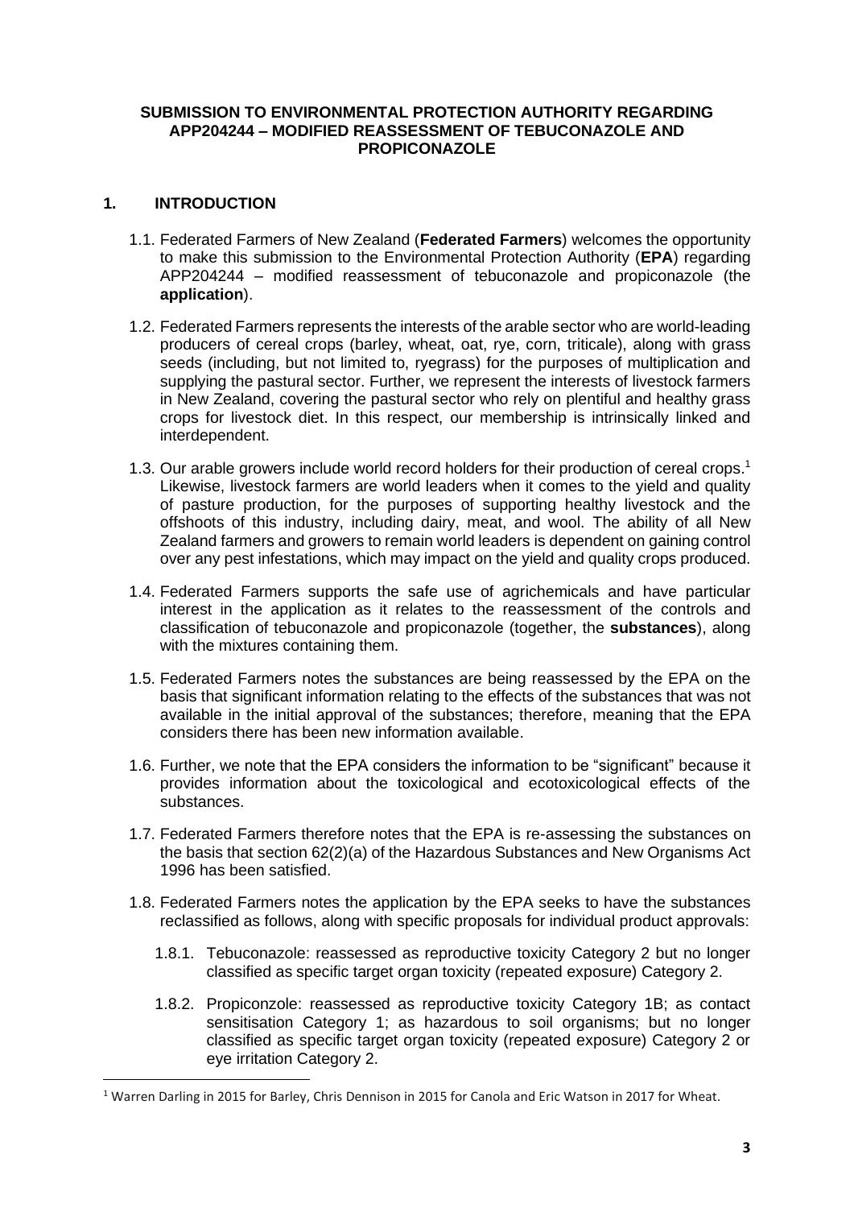**SUBMISSION TO ENVIRONMENTAL PROTECTION AUTHORITY REGARDING APP204244 – MODIFIED REASSESSMENT OF TEBUCONAZOLE AND PROPICONAZOLE**

## 1. INTRODUCTION

1.1. Federated Farmers of New Zealand (**Federated Farmers**) welcomes the opportunity to make this submission to the Environmental Protection Authority (**EPA**) regarding APP204244 – modified reassessment of tebuconazole and propiconazole (the **application**).

1.2. Federated Farmers represents the interests of the arable sector who are world-leading producers of cereal crops (barley, wheat, oat, rye, corn, triticale), along with grass seeds (including, but not limited to, ryegrass) for the purposes of multiplication and supplying the pastural sector. Further, we represent the interests of livestock farmers in New Zealand, covering the pastural sector who rely on plentiful and healthy grass crops for livestock diet. In this respect, our membership is intrinsically linked and interdependent.

1.3. Our arable growers include world record holders for their production of cereal crops.[1] Likewise, livestock farmers are world leaders when it comes to the yield and quality of pasture production, for the purposes of supporting healthy livestock and the offshoots of this industry, including dairy, meat, and wool. The ability of all New Zealand farmers and growers to remain world leaders is dependent on gaining control over any pest infestations, which may impact on the yield and quality crops produced.

1.4. Federated Farmers supports the safe use of agrichemicals and have particular interest in the application as it relates to the reassessment of the controls and classification of tebuconazole and propiconazole (together, the **substances**), along with the mixtures containing them.

1.5. Federated Farmers notes the substances are being reassessed by the EPA on the basis that significant information relating to the effects of the substances that was not available in the initial approval of the substances; therefore, meaning that the EPA considers there has been new information available.

1.6. Further, we note that the EPA considers the information to be "significant" because it provides information about the toxicological and ecotoxicological effects of the substances.

1.7. Federated Farmers therefore notes that the EPA is re-assessing the substances on the basis that section 62(2)(a) of the Hazardous Substances and New Organisms Act 1996 has been satisfied.

1.8. Federated Farmers notes the application by the EPA seeks to have the substances reclassified as follows, along with specific proposals for individual product approvals:

1.8.1. Tebuconazole: reassessed as reproductive toxicity Category 2 but no longer classified as specific target organ toxicity (repeated exposure) Category 2.

1.8.2. Propiconzole: reassessed as reproductive toxicity Category 1B; as contact sensitisation Category 1; as hazardous to soil organisms; but no longer classified as specific target organ toxicity (repeated exposure) Category 2 or eye irritation Category 2.

---

[1] Warren Darling in 2015 for Barley, Chris Dennison in 2015 for Canola and Eric Watson in 2017 for Wheat.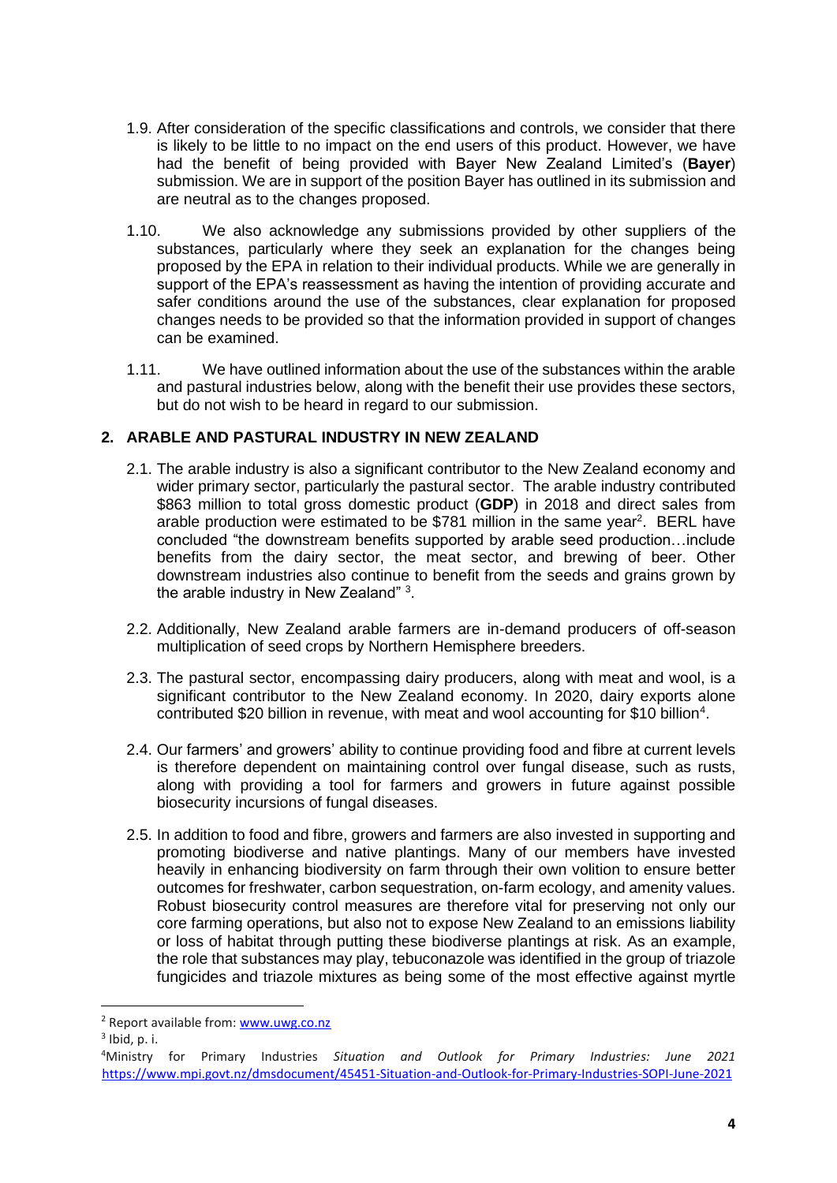1.9. After consideration of the specific classifications and controls, we consider that there is likely to be little to no impact on the end users of this product. However, we have had the benefit of being provided with Bayer New Zealand Limited's (**Bayer**) submission. We are in support of the position Bayer has outlined in its submission and are neutral as to the changes proposed.

1.10. We also acknowledge any submissions provided by other suppliers of the substances, particularly where they seek an explanation for the changes being proposed by the EPA in relation to their individual products. While we are generally in support of the EPA's reassessment as having the intention of providing accurate and safer conditions around the use of the substances, clear explanation for proposed changes needs to be provided so that the information provided in support of changes can be examined.

1.11. We have outlined information about the use of the substances within the arable and pastural industries below, along with the benefit their use provides these sectors, but do not wish to be heard in regard to our submission.

## 2. ARABLE AND PASTURAL INDUSTRY IN NEW ZEALAND

2.1. The arable industry is also a significant contributor to the New Zealand economy and wider primary sector, particularly the pastural sector. The arable industry contributed $863 million to total gross domestic product (**GDP**) in 2018 and direct sales from arable production were estimated to be $781 million in the same year[2]. BERL have concluded "the downstream benefits supported by arable seed production…include benefits from the dairy sector, the meat sector, and brewing of beer. Other downstream industries also continue to benefit from the seeds and grains grown by the arable industry in New Zealand" [3].

2.2. Additionally, New Zealand arable farmers are in-demand producers of off-season multiplication of seed crops by Northern Hemisphere breeders.

2.3. The pastural sector, encompassing dairy producers, along with meat and wool, is a significant contributor to the New Zealand economy. In 2020, dairy exports alone contributed $20 billion in revenue, with meat and wool accounting for $10 billion[4].

2.4. Our farmers' and growers' ability to continue providing food and fibre at current levels is therefore dependent on maintaining control over fungal disease, such as rusts, along with providing a tool for farmers and growers in future against possible biosecurity incursions of fungal diseases.

2.5. In addition to food and fibre, growers and farmers are also invested in supporting and promoting biodiverse and native plantings. Many of our members have invested heavily in enhancing biodiversity on farm through their own volition to ensure better outcomes for freshwater, carbon sequestration, on-farm ecology, and amenity values. Robust biosecurity control measures are therefore vital for preserving not only our core farming operations, but also not to expose New Zealand to an emissions liability or loss of habitat through putting these biodiverse plantings at risk. As an example, the role that substances may play, tebuconazole was identified in the group of triazole fungicides and triazole mixtures as being some of the most effective against myrtle

---

[2] Report available from: [www.uwg.co.nz](http://www.uwg.co.nz)

[3] Ibid, p. i.

[4] Ministry for Primary Industries *Situation and Outlook for Primary Industries: June 2021* https://www.mpi.govt.nz/dmsdocument/45451-Situation-and-Outlook-for-Primary-Industries-SOPI-June-2021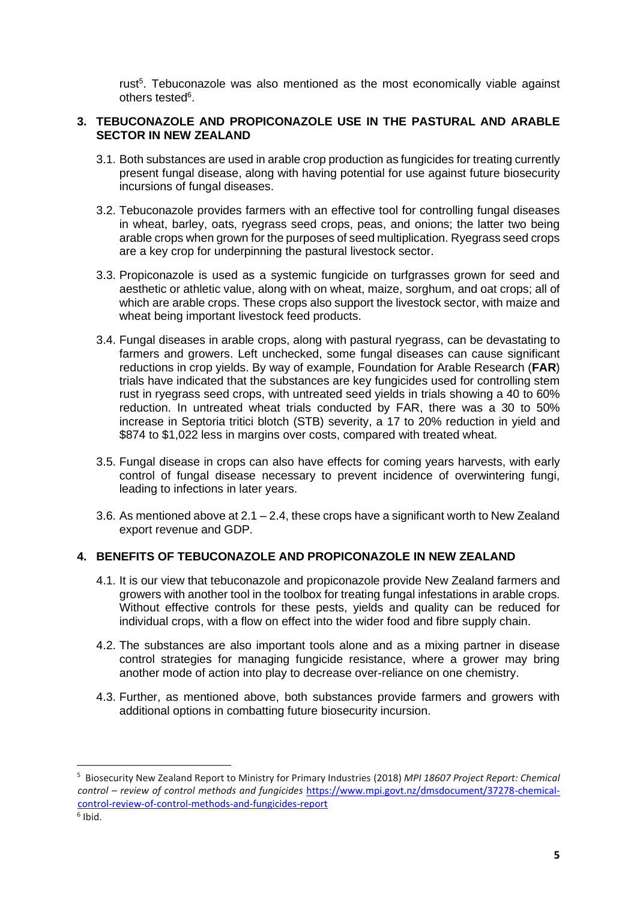rust[5]. Tebuconazole was also mentioned as the most economically viable against others tested[6].

## 3. TEBUCONAZOLE AND PROPICONAZOLE USE IN THE PASTURAL AND ARABLE SECTOR IN NEW ZEALAND

3.1. Both substances are used in arable crop production as fungicides for treating currently present fungal disease, along with having potential for use against future biosecurity incursions of fungal diseases.

3.2. Tebuconazole provides farmers with an effective tool for controlling fungal diseases in wheat, barley, oats, ryegrass seed crops, peas, and onions; the latter two being arable crops when grown for the purposes of seed multiplication. Ryegrass seed crops are a key crop for underpinning the pastural livestock sector.

3.3. Propiconazole is used as a systemic fungicide on turfgrasses grown for seed and aesthetic or athletic value, along with on wheat, maize, sorghum, and oat crops; all of which are arable crops. These crops also support the livestock sector, with maize and wheat being important livestock feed products.

3.4. Fungal diseases in arable crops, along with pastural ryegrass, can be devastating to farmers and growers. Left unchecked, some fungal diseases can cause significant reductions in crop yields. By way of example, Foundation for Arable Research (**FAR**) trials have indicated that the substances are key fungicides used for controlling stem rust in ryegrass seed crops, with untreated seed yields in trials showing a 40 to 60% reduction. In untreated wheat trials conducted by FAR, there was a 30 to 50% increase in Septoria tritici blotch (STB) severity, a 17 to 20% reduction in yield and $874 to $1,022 less in margins over costs, compared with treated wheat.

3.5. Fungal disease in crops can also have effects for coming years harvests, with early control of fungal disease necessary to prevent incidence of overwintering fungi, leading to infections in later years.

3.6. As mentioned above at 2.1 – 2.4, these crops have a significant worth to New Zealand export revenue and GDP.

## 4. BENEFITS OF TEBUCONAZOLE AND PROPICONAZOLE IN NEW ZEALAND

4.1. It is our view that tebuconazole and propiconazole provide New Zealand farmers and growers with another tool in the toolbox for treating fungal infestations in arable crops. Without effective controls for these pests, yields and quality can be reduced for individual crops, with a flow on effect into the wider food and fibre supply chain.

4.2. The substances are also important tools alone and as a mixing partner in disease control strategies for managing fungicide resistance, where a grower may bring another mode of action into play to decrease over-reliance on one chemistry.

4.3. Further, as mentioned above, both substances provide farmers and growers with additional options in combatting future biosecurity incursion.

---

[5] Biosecurity New Zealand Report to Ministry for Primary Industries (2018) *MPI 18607 Project Report: Chemical control – review of control methods and fungicides* https://www.mpi.govt.nz/dmsdocument/37278-chemical-control-review-of-control-methods-and-fungicides-report

[6] Ibid.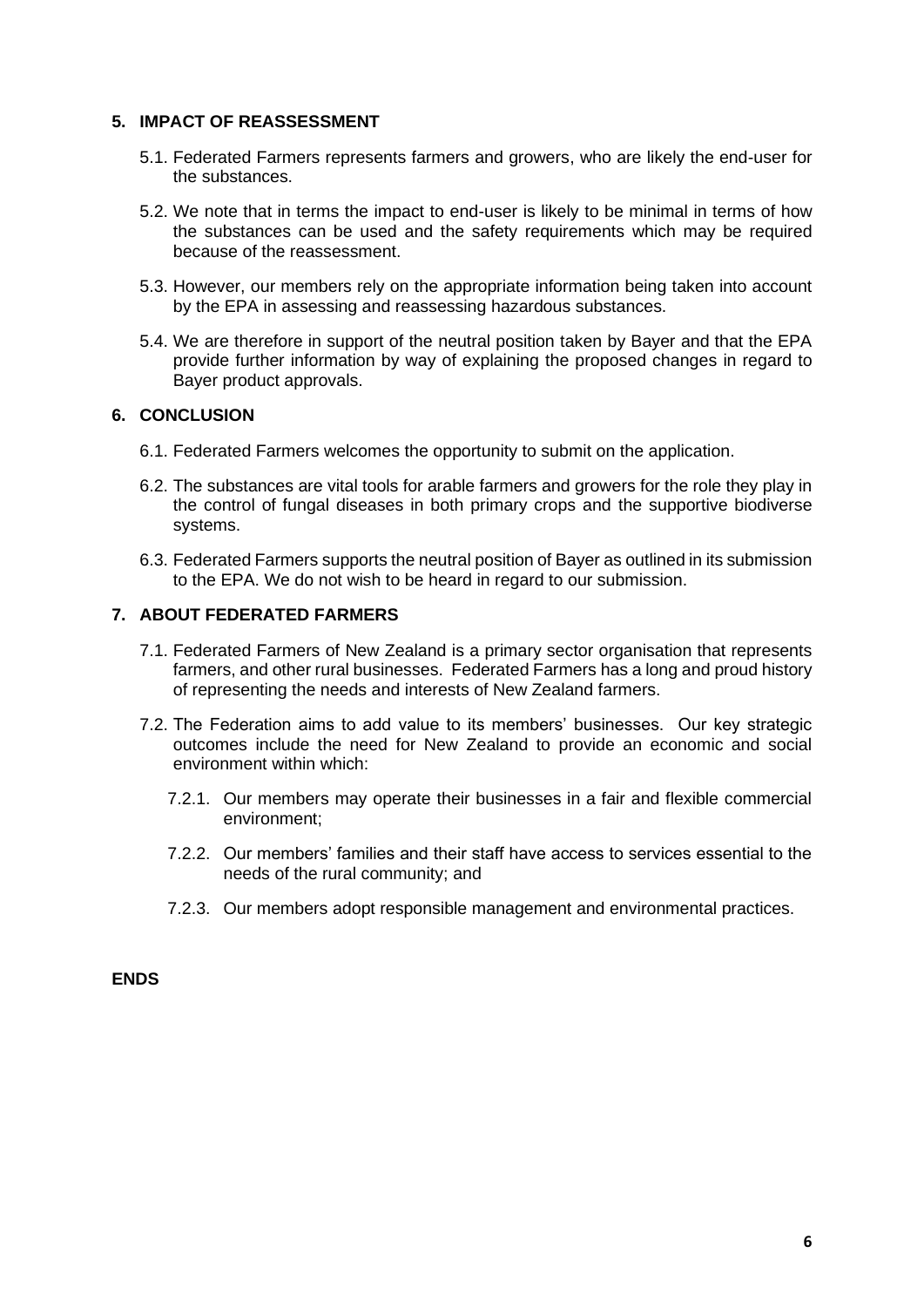## 5. IMPACT OF REASSESSMENT

5.1. Federated Farmers represents farmers and growers, who are likely the end-user for the substances.

5.2. We note that in terms the impact to end-user is likely to be minimal in terms of how the substances can be used and the safety requirements which may be required because of the reassessment.

5.3. However, our members rely on the appropriate information being taken into account by the EPA in assessing and reassessing hazardous substances.

5.4. We are therefore in support of the neutral position taken by Bayer and that the EPA provide further information by way of explaining the proposed changes in regard to Bayer product approvals.

## 6. CONCLUSION

6.1. Federated Farmers welcomes the opportunity to submit on the application.

6.2. The substances are vital tools for arable farmers and growers for the role they play in the control of fungal diseases in both primary crops and the supportive biodiverse systems.

6.3. Federated Farmers supports the neutral position of Bayer as outlined in its submission to the EPA. We do not wish to be heard in regard to our submission.

## 7. ABOUT FEDERATED FARMERS

7.1. Federated Farmers of New Zealand is a primary sector organisation that represents farmers, and other rural businesses. Federated Farmers has a long and proud history of representing the needs and interests of New Zealand farmers.

7.2. The Federation aims to add value to its members' businesses. Our key strategic outcomes include the need for New Zealand to provide an economic and social environment within which:

7.2.1. Our members may operate their businesses in a fair and flexible commercial environment;

7.2.2. Our members' families and their staff have access to services essential to the needs of the rural community; and

7.2.3. Our members adopt responsible management and environmental practices.

**ENDS**